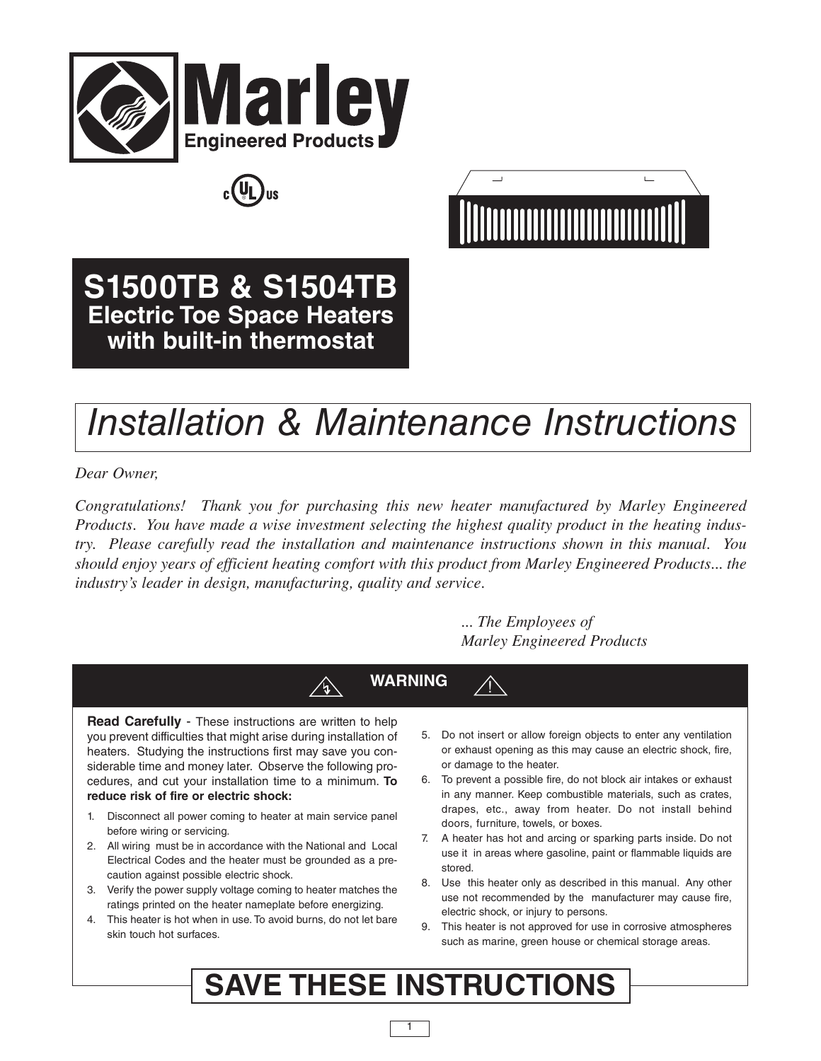Marley Engineered Products

# S1500TB & S1504TB
## Electric Toe Space Heaters with built-in thermostat

# Installation & Maintenance Instructions

*Dear Owner,*

*Congratulations! Thank you for purchasing this new heater manufactured by Marley Engineered Products. You have made a wise investment selecting the highest quality product in the heating industry. Please carefully read the installation and maintenance instructions shown in this manual. You should enjoy years of efficient heating comfort with this product from Marley Engineered Products... the industry's leader in design, manufacturing, quality and service.*

*... The Employees of*
*Marley Engineered Products*

## WARNING

**Read Carefully** - These instructions are written to help you prevent difficulties that might arise during installation of heaters. Studying the instructions first may save you considerable time and money later. Observe the following procedures, and cut your installation time to a minimum. **To reduce risk of fire or electric shock:**

1. Disconnect all power coming to heater at main service panel before wiring or servicing.
2. All wiring must be in accordance with the National and Local Electrical Codes and the heater must be grounded as a precaution against possible electric shock.
3. Verify the power supply voltage coming to heater matches the ratings printed on the heater nameplate before energizing.
4. This heater is hot when in use. To avoid burns, do not let bare skin touch hot surfaces.
5. Do not insert or allow foreign objects to enter any ventilation or exhaust opening as this may cause an electric shock, fire, or damage to the heater.
6. To prevent a possible fire, do not block air intakes or exhaust in any manner. Keep combustible materials, such as crates, drapes, etc., away from heater. Do not install behind doors, furniture, towels, or boxes.
7. A heater has hot and arcing or sparking parts inside. Do not use it in areas where gasoline, paint or flammable liquids are stored.
8. Use this heater only as described in this manual. Any other use not recommended by the manufacturer may cause fire, electric shock, or injury to persons.
9. This heater is not approved for use in corrosive atmospheres such as marine, green house or chemical storage areas.

# SAVE THESE INSTRUCTIONS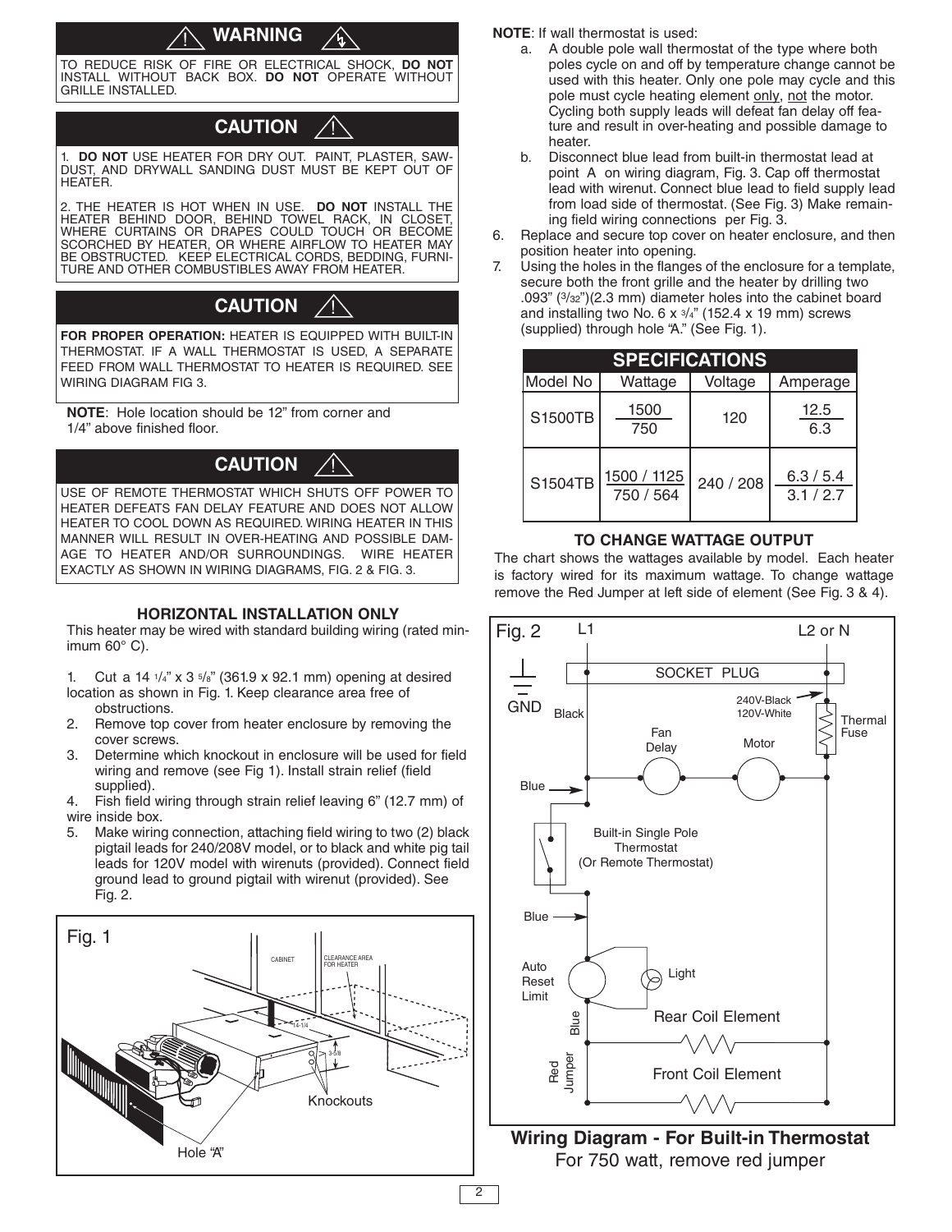## ⚠ WARNING

TO REDUCE RISK OF FIRE OR ELECTRICAL SHOCK, **DO NOT** INSTALL WITHOUT BACK BOX. **DO NOT** OPERATE WITHOUT GRILLE INSTALLED.

## CAUTION ⚠

1. **DO NOT** USE HEATER FOR DRY OUT. PAINT, PLASTER, SAWDUST, AND DRYWALL SANDING DUST MUST BE KEPT OUT OF HEATER.

2. THE HEATER IS HOT WHEN IN USE. **DO NOT** INSTALL THE HEATER BEHIND DOOR, BEHIND TOWEL RACK, IN CLOSET, WHERE CURTAINS OR DRAPES COULD TOUCH OR BECOME SCORCHED BY HEATER, OR WHERE AIRFLOW TO HEATER MAY BE OBSTRUCTED. KEEP ELECTRICAL CORDS, BEDDING, FURNITURE AND OTHER COMBUSTIBLES AWAY FROM HEATER.

## CAUTION ⚠

**FOR PROPER OPERATION:** HEATER IS EQUIPPED WITH BUILT-IN THERMOSTAT. IF A WALL THERMOSTAT IS USED, A SEPARATE FEED FROM WALL THERMOSTAT TO HEATER IS REQUIRED. SEE WIRING DIAGRAM FIG 3.

**NOTE**: Hole location should be 12" from corner and 1/4" above finished floor.

## CAUTION ⚠

USE OF REMOTE THERMOSTAT WHICH SHUTS OFF POWER TO HEATER DEFEATS FAN DELAY FEATURE AND DOES NOT ALLOW HEATER TO COOL DOWN AS REQUIRED. WIRING HEATER IN THIS MANNER WILL RESULT IN OVER-HEATING AND POSSIBLE DAMAGE TO HEATER AND/OR SURROUNDINGS. WIRE HEATER EXACTLY AS SHOWN IN WIRING DIAGRAMS, FIG. 2 & FIG. 3.

### HORIZONTAL INSTALLATION ONLY

This heater may be wired with standard building wiring (rated minimum 60° C).

1. Cut a 14 1/4" x 3 5/8" (361.9 x 92.1 mm) opening at desired location as shown in Fig. 1. Keep clearance area free of obstructions.
2. Remove top cover from heater enclosure by removing the cover screws.
3. Determine which knockout in enclosure will be used for field wiring and remove (see Fig 1). Install strain relief (field supplied).
4. Fish field wiring through strain relief leaving 6" (12.7 mm) of wire inside box.
5. Make wiring connection, attaching field wiring to two (2) black pigtail leads for 240/208V model, or to black and white pig tail leads for 120V model with wirenuts (provided). Connect field ground lead to ground pigtail with wirenut (provided). See Fig. 2.

Fig. 1

CABINET — CLEARANCE AREA FOR HEATER — 14-1/4 — 3-5/8 — Knockouts — Hole "A"

**NOTE**: If wall thermostat is used:

a. A double pole wall thermostat of the type where both poles cycle on and off by temperature change cannot be used with this heater. Only one pole may cycle and this pole must cycle heating element only, not the motor. Cycling both supply leads will defeat fan delay off feature and result in over-heating and possible damage to heater.

b. Disconnect blue lead from built-in thermostat lead at point A on wiring diagram, Fig. 3. Cap off thermostat lead with wirenut. Connect blue lead to field supply lead from load side of thermostat. (See Fig. 3) Make remaining field wiring connections per Fig. 3.

6. Replace and secure top cover on heater enclosure, and then position heater into opening.
7. Using the holes in the flanges of the enclosure for a template, secure both the front grille and the heater by drilling two .093" (3/32")(2.3 mm) diameter holes into the cabinet board and installing two No. 6 x 3/4" (152.4 x 19 mm) screws (supplied) through hole "A." (See Fig. 1).

| SPECIFICATIONS | | | |
|---|---|---|---|
| Model No | Wattage | Voltage | Amperage |
| S1500TB | 1500 / 750 | 120 | 12.5 / 6.3 |
| S1504TB | 1500 / 1125 / 750 / 564 | 240 / 208 | 6.3 / 5.4 / 3.1 / 2.7 |

### TO CHANGE WATTAGE OUTPUT

The chart shows the wattages available by model. Each heater is factory wired for its maximum wattage. To change wattage remove the Red Jumper at left side of element (See Fig. 3 & 4).

Fig. 2

L1 — L2 or N — SOCKET PLUG — GND — Black — 240V-Black 120V-White — Thermal Fuse — Fan Delay — Motor — Blue — Built-in Single Pole Thermostat (Or Remote Thermostat) — Blue — Auto Reset Limit — Light — Rear Coil Element — Blue — Red Jumper — Front Coil Element

**Wiring Diagram - For Built-in Thermostat**
For 750 watt, remove red jumper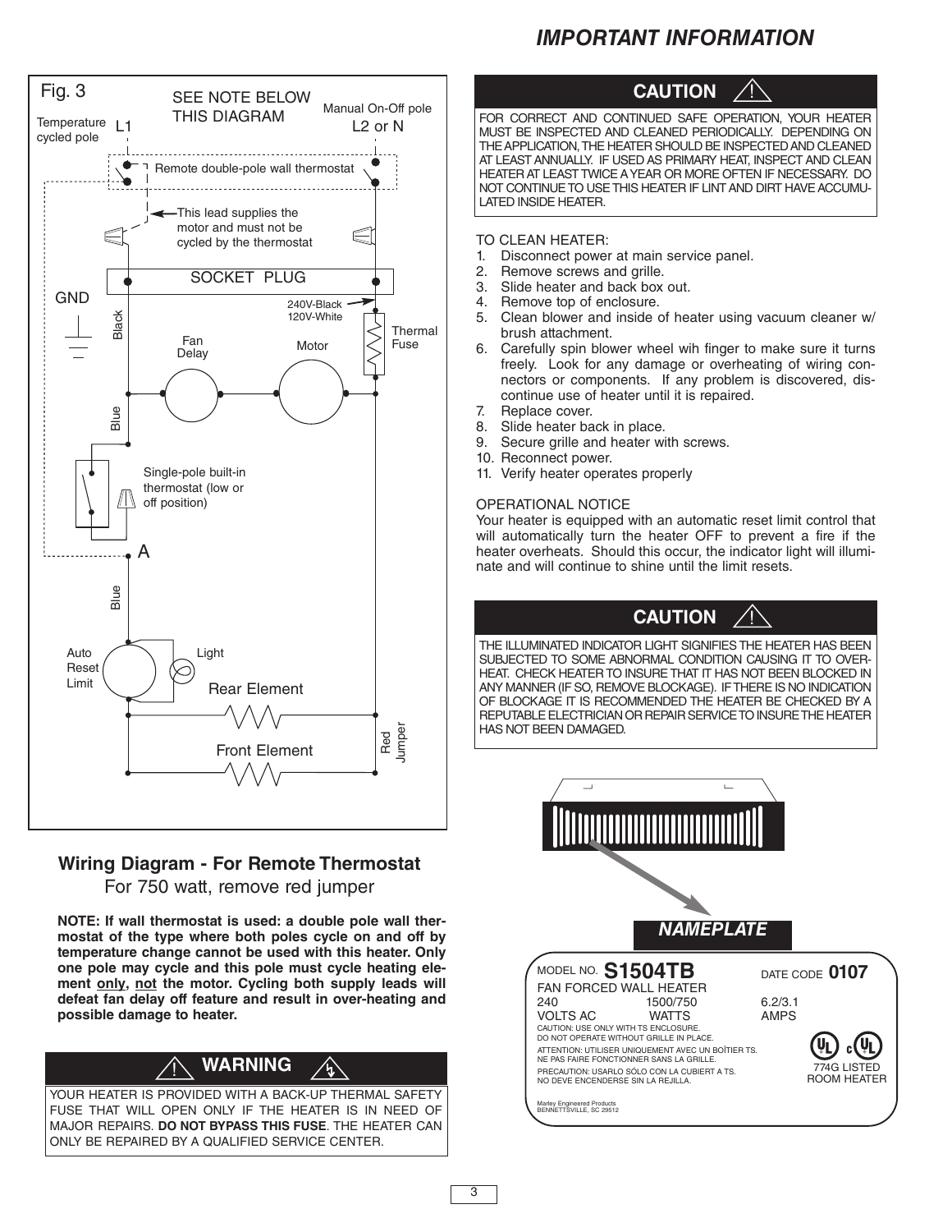# IMPORTANT INFORMATION

Fig. 3

SEE NOTE BELOW THIS DIAGRAM

Temperature cycled pole L1

Manual On-Off pole L2 or N

Remote double-pole wall thermostat

This lead supplies the motor and must not be cycled by the thermostat

SOCKET PLUG

GND

Black

240V-Black
120V-White

Thermal Fuse

Fan Delay

Motor

Blue

Single-pole built-in thermostat (low or off position)

A

Blue

Auto Reset Limit

Light

Rear Element

Front Element

Red Jumper

## Wiring Diagram - For Remote Thermostat

For 750 watt, remove red jumper

**NOTE: If wall thermostat is used: a double pole wall thermostat of the type where both poles cycle on and off by temperature change cannot be used with this heater. Only one pole may cycle and this pole must cycle heating element only, not the motor. Cycling both supply leads will defeat fan delay off feature and result in over-heating and possible damage to heater.**

## ⚠ WARNING

YOUR HEATER IS PROVIDED WITH A BACK-UP THERMAL SAFETY FUSE THAT WILL OPEN ONLY IF THE HEATER IS IN NEED OF MAJOR REPAIRS. **DO NOT BYPASS THIS FUSE**. THE HEATER CAN ONLY BE REPAIRED BY A QUALIFIED SERVICE CENTER.

## CAUTION ⚠

FOR CORRECT AND CONTINUED SAFE OPERATION, YOUR HEATER MUST BE INSPECTED AND CLEANED PERIODICALLY. DEPENDING ON THE APPLICATION, THE HEATER SHOULD BE INSPECTED AND CLEANED AT LEAST ANNUALLY. IF USED AS PRIMARY HEAT, INSPECT AND CLEAN HEATER AT LEAST TWICE A YEAR OR MORE OFTEN IF NECESSARY. DO NOT CONTINUE TO USE THIS HEATER IF LINT AND DIRT HAVE ACCUMULATED INSIDE HEATER.

TO CLEAN HEATER:

1. Disconnect power at main service panel.
2. Remove screws and grille.
3. Slide heater and back box out.
4. Remove top of enclosure.
5. Clean blower and inside of heater using vacuum cleaner w/ brush attachment.
6. Carefully spin blower wheel wih finger to make sure it turns freely. Look for any damage or overheating of wiring connectors or components. If any problem is discovered, discontinue use of heater until it is repaired.
7. Replace cover.
8. Slide heater back in place.
9. Secure grille and heater with screws.
10. Reconnect power.
11. Verify heater operates properly

OPERATIONAL NOTICE

Your heater is equipped with an automatic reset limit control that will automatically turn the heater OFF to prevent a fire if the heater overheats. Should this occur, the indicator light will illuminate and will continue to shine until the limit resets.

## CAUTION ⚠

THE ILLUMINATED INDICATOR LIGHT SIGNIFIES THE HEATER HAS BEEN SUBJECTED TO SOME ABNORMAL CONDITION CAUSING IT TO OVERHEAT. CHECK HEATER TO INSURE THAT IT HAS NOT BEEN BLOCKED IN ANY MANNER (IF SO, REMOVE BLOCKAGE). IF THERE IS NO INDICATION OF BLOCKAGE IT IS RECOMMENDED THE HEATER BE CHECKED BY A REPUTABLE ELECTRICIAN OR REPAIR SERVICE TO INSURE THE HEATER HAS NOT BEEN DAMAGED.

***NAMEPLATE***

MODEL NO. **S1504TB** DATE CODE **0107**

FAN FORCED WALL HEATER

| 240 | 1500/750 | 6.2/3.1 |
|---|---|---|
| VOLTS AC | WATTS | AMPS |

CAUTION: USE ONLY WITH TS ENCLOSURE.
DO NOT OPERATE WITHOUT GRILLE IN PLACE.

ATTENTION: UTILISER UNIQUEMENT AVEC UN BOÎTIER TS.
NE PAS FAIRE FONCTIONNER SANS LA GRILLE.

PRECAUTION: USARLO SÓLO CON LA CUBIERT A TS.
NO DEVE ENCENDERSE SIN LA REJILLA.

774G LISTED
ROOM HEATER

Marley Engineered Products
BENNETTSVILLE, SC 29512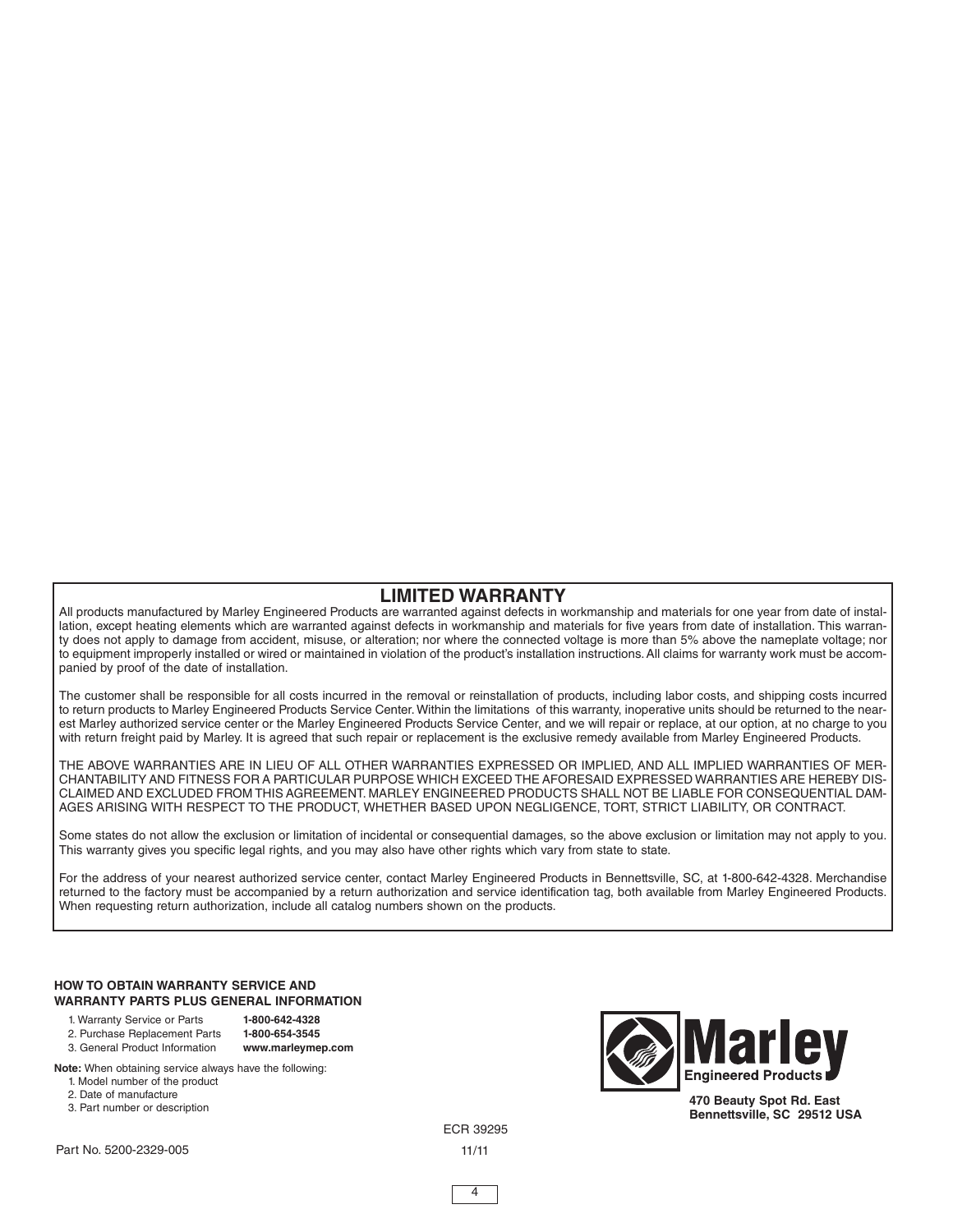## LIMITED WARRANTY

All products manufactured by Marley Engineered Products are warranted against defects in workmanship and materials for one year from date of installation, except heating elements which are warranted against defects in workmanship and materials for five years from date of installation. This warranty does not apply to damage from accident, misuse, or alteration; nor where the connected voltage is more than 5% above the nameplate voltage; nor to equipment improperly installed or wired or maintained in violation of the product's installation instructions. All claims for warranty work must be accompanied by proof of the date of installation.

The customer shall be responsible for all costs incurred in the removal or reinstallation of products, including labor costs, and shipping costs incurred to return products to Marley Engineered Products Service Center. Within the limitations of this warranty, inoperative units should be returned to the nearest Marley authorized service center or the Marley Engineered Products Service Center, and we will repair or replace, at our option, at no charge to you with return freight paid by Marley. It is agreed that such repair or replacement is the exclusive remedy available from Marley Engineered Products.

THE ABOVE WARRANTIES ARE IN LIEU OF ALL OTHER WARRANTIES EXPRESSED OR IMPLIED, AND ALL IMPLIED WARRANTIES OF MERCHANTABILITY AND FITNESS FOR A PARTICULAR PURPOSE WHICH EXCEED THE AFORESAID EXPRESSED WARRANTIES ARE HEREBY DISCLAIMED AND EXCLUDED FROM THIS AGREEMENT. MARLEY ENGINEERED PRODUCTS SHALL NOT BE LIABLE FOR CONSEQUENTIAL DAMAGES ARISING WITH RESPECT TO THE PRODUCT, WHETHER BASED UPON NEGLIGENCE, TORT, STRICT LIABILITY, OR CONTRACT.

Some states do not allow the exclusion or limitation of incidental or consequential damages, so the above exclusion or limitation may not apply to you. This warranty gives you specific legal rights, and you may also have other rights which vary from state to state.

For the address of your nearest authorized service center, contact Marley Engineered Products in Bennettsville, SC, at 1-800-642-4328. Merchandise returned to the factory must be accompanied by a return authorization and service identification tag, both available from Marley Engineered Products. When requesting return authorization, include all catalog numbers shown on the products.

**HOW TO OBTAIN WARRANTY SERVICE AND WARRANTY PARTS PLUS GENERAL INFORMATION**

1. Warranty Service or Parts **1-800-642-4328**
2. Purchase Replacement Parts **1-800-654-3545**
3. General Product Information **www.marleymep.com**

**Note:** When obtaining service always have the following:

1. Model number of the product
2. Date of manufacture
3. Part number or description

**Marley Engineered Products**

**470 Beauty Spot Rd. East**
**Bennettsville, SC 29512 USA**

ECR 39295

Part No. 5200-2329-005 11/11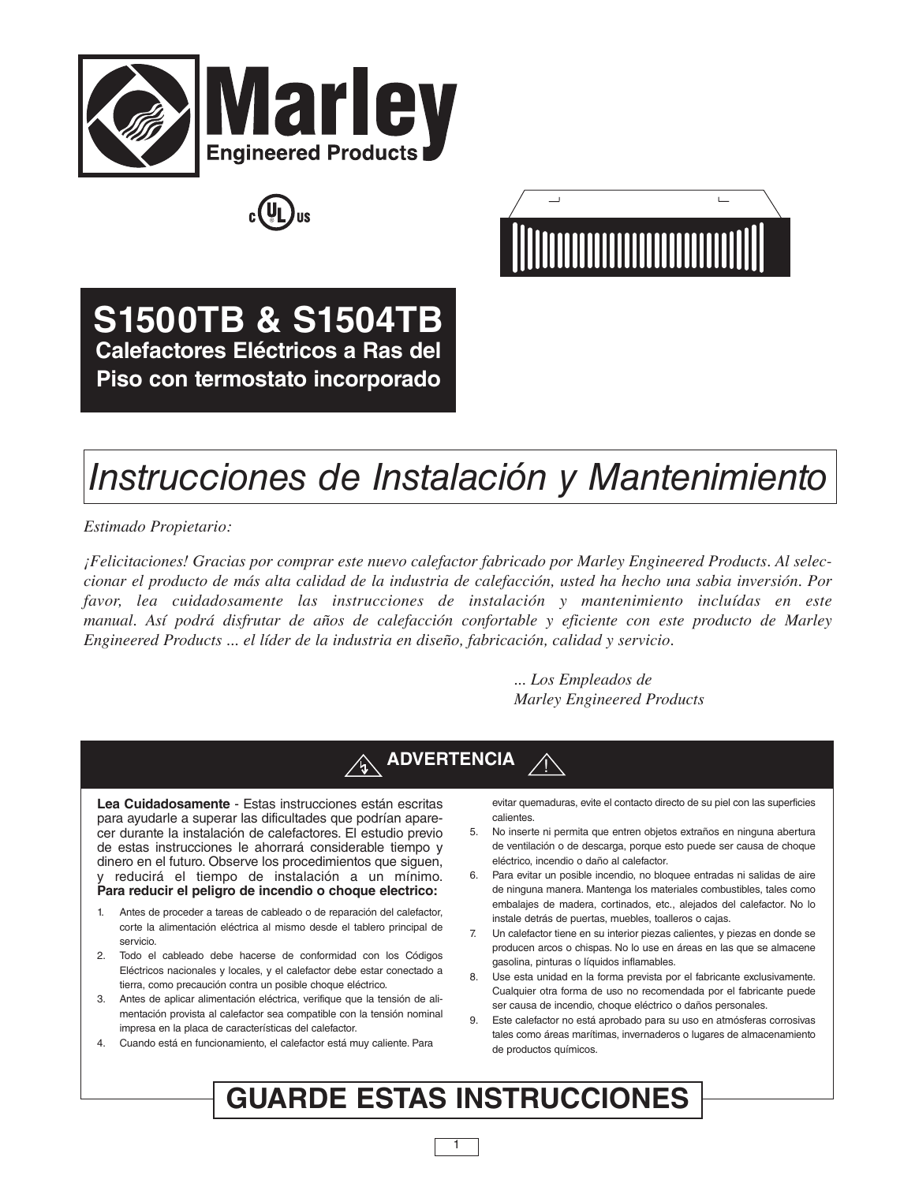# Marley

Engineered Products

# S1500TB & S1504TB

## Calefactores Eléctricos a Ras del Piso con termostato incorporado

# *Instrucciones de Instalación y Mantenimiento*

*Estimado Propietario:*

*¡Felicitaciones! Gracias por comprar este nuevo calefactor fabricado por Marley Engineered Products. Al seleccionar el producto de más alta calidad de la industria de calefacción, usted ha hecho una sabia inversión. Por favor, lea cuidadosamente las instrucciones de instalación y mantenimiento incluídas en este manual. Así podrá disfrutar de años de calefacción confortable y eficiente con este producto de Marley Engineered Products ... el líder de la industria en diseño, fabricación, calidad y servicio.*

*... Los Empleados de*
*Marley Engineered Products*

## ADVERTENCIA

**Lea Cuidadosamente** - Estas instrucciones están escritas para ayudarle a superar las dificultades que podrían aparecer durante la instalación de calefactores. El estudio previo de estas instrucciones le ahorrará considerable tiempo y dinero en el futuro. Observe los procedimientos que siguen, y reducirá el tiempo de instalación a un mínimo. **Para reducir el peligro de incendio o choque electrico:**

1. Antes de proceder a tareas de cableado o de reparación del calefactor, corte la alimentación eléctrica al mismo desde el tablero principal de servicio.
2. Todo el cableado debe hacerse de conformidad con los Códigos Eléctricos nacionales y locales, y el calefactor debe estar conectado a tierra, como precaución contra un posible choque eléctrico.
3. Antes de aplicar alimentación eléctrica, verifique que la tensión de alimentación provista al calefactor sea compatible con la tensión nominal impresa en la placa de características del calefactor.
4. Cuando está en funcionamiento, el calefactor está muy caliente. Para evitar quemaduras, evite el contacto directo de su piel con las superficies calientes.
5. No inserte ni permita que entren objetos extraños en ninguna abertura de ventilación o de descarga, porque esto puede ser causa de choque eléctrico, incendio o daño al calefactor.
6. Para evitar un posible incendio, no bloquee entradas ni salidas de aire de ninguna manera. Mantenga los materiales combustibles, tales como embalajes de madera, cortinados, etc., alejados del calefactor. No lo instale detrás de puertas, muebles, toalleros o cajas.
7. Un calefactor tiene en su interior piezas calientes, y piezas en donde se producen arcos o chispas. No lo use en áreas en las que se almacene gasolina, pinturas o líquidos inflamables.
8. Use esta unidad en la forma prevista por el fabricante exclusivamente. Cualquier otra forma de uso no recomendada por el fabricante puede ser causa de incendio, choque eléctrico o daños personales.
9. Este calefactor no está aprobado para su uso en atmósferas corrosivas tales como áreas marítimas, invernaderos o lugares de almacenamiento de productos químicos.

# GUARDE ESTAS INSTRUCCIONES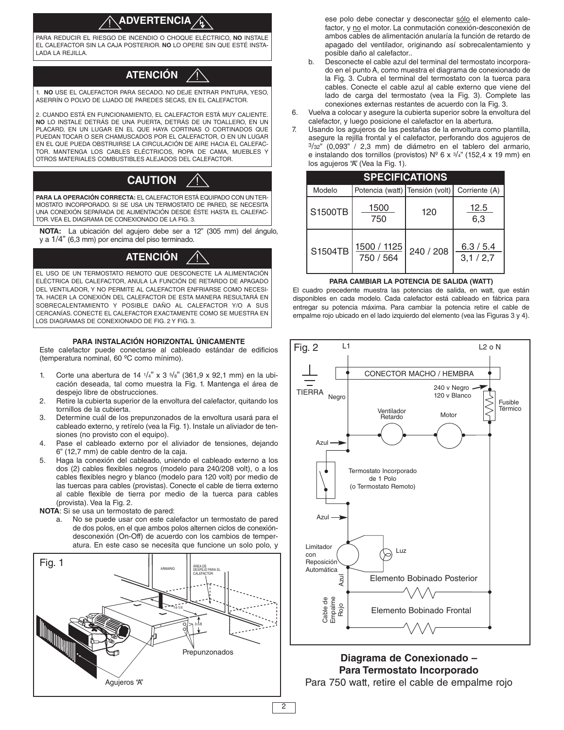## ⚠ ADVERTENCIA ⚠

PARA REDUCIR EL RIESGO DE INCENDIO O CHOQUE ELÉCTRICO, **NO** INSTALE EL CALEFACTOR SIN LA CAJA POSTERIOR. **NO** LO OPERE SIN QUE ESTÉ INSTALADA LA REJILLA.

## ATENCIÓN ⚠

1. **NO** USE EL CALEFACTOR PARA SECADO. NO DEJE ENTRAR PINTURA, YESO, ASERRÍN O POLVO DE LIJADO DE PAREDES SECAS, EN EL CALEFACTOR.

2. CUANDO ESTÁ EN FUNCIONAMIENTO, EL CALEFACTOR ESTÁ MUY CALIENTE. **NO** LO INSTALE DETRÁS DE UNA PUERTA, DETRÁS DE UN TOALLERO, EN UN PLACARD, EN UN LUGAR EN EL QUE HAYA CORTINAS O CORTINADOS QUE PUEDAN TOCAR O SER CHAMUSCADOS POR EL CALEFACTOR, O EN UN LUGAR EN EL QUE PUEDA OBSTRUIRSE LA CIRCULACIÓN DE AIRE HACIA EL CALEFACTOR. MANTENGA LOS CABLES ELÉCTRICOS, ROPA DE CAMA, MUEBLES Y OTROS MATERIALES COMBUSTIBLES ALEJADOS DEL CALEFACTOR.

## CAUTION ⚠

**PARA LA OPERACIÓN CORRECTA:** EL CALEFACTOR ESTÁ EQUIPADO CON UN TERMOSTATO INCORPORADO. SI SE USA UN TERMOSTATO DE PARED, SE NECESITA UNA CONEXIÓN SEPARADA DE ALIMENTACIÓN DESDE ÉSTE HASTA EL CALEFACTOR. VEA EL DIAGRAMA DE CONEXIONADO DE LA FIG. 3.

**NOTA:** La ubicación del agujero debe ser a 12" (305 mm) del ángulo, y a 1/4" (6,3 mm) por encima del piso terminado.

## ATENCIÓN ⚠

EL USO DE UN TERMOSTATO REMOTO QUE DESCONECTE LA ALIMENTACIÓN ELÉCTRICA DEL CALEFACTOR, ANULA LA FUNCIÓN DE RETARDO DE APAGADO DEL VENTILADOR, Y NO PERMITE AL CALEFACTOR ENFRIARSE COMO NECESITA. HACER LA CONEXIÓN DEL CALEFACTOR DE ESTA MANERA RESULTARÁ EN SOBRECALENTAMIENTO Y POSIBLE DAÑO AL CALEFACTOR Y/O A SUS CERCANÍAS. CONECTE EL CALEFACTOR EXACTAMENTE COMO SE MUESTRA EN LOS DIAGRAMAS DE CONEXIONADO DE FIG. 2 Y FIG. 3.

### PARA INSTALACIÓN HORIZONTAL ÚNICAMENTE

Este calefactor puede conectarse al cableado estándar de edificios (temperatura nominal, 60 ºC como mínimo).

1. Corte una abertura de 14 1/4" x 3 5/8" (361,9 x 92,1 mm) en la ubicación deseada, tal como muestra la Fig. 1. Mantenga el área de despejo libre de obstrucciones.
2. Retire la cubierta superior de la envoltura del calefactor, quitando los tornillos de la cubierta.
3. Determine cuál de los prepunzonados de la envoltura usará para el cableado externo, y retírelo (vea la Fig. 1). Instale un aliviador de tensiones (no provisto con el equipo).
4. Pase el cableado externo por el aliviador de tensiones, dejando 6" (12,7 mm) de cable dentro de la caja.
5. Haga la conexión del cableado, uniendo el cableado externo a los dos (2) cables flexibles negros (modelo para 240/208 volt), o a los cables flexibles negro y blanco (modelo para 120 volt) por medio de las tuercas para cables (provistas). Conecte el cable de tierra externo al cable flexible de tierra por medio de la tuerca para cables (provista). Vea la Fig. 2.

**NOTA**: Si se usa un termostato de pared:

a. No se puede usar con este calefactor un termostato de pared de dos polos, en el que ambos polos alternen ciclos de conexión-desconexión (On-Off) de acuerdo con los cambios de temperatura. En este caso se necesita que funcione un solo polo, y ese polo debe conectar y desconectar sólo el elemento calefactor, y no el motor. La conmutación conexión-desconexión de ambos cables de alimentación anularía la función de retardo de apagado del ventilador, originando así sobrecalentamiento y posible daño al calefactor..

b. Desconecte el cable azul del terminal del termostato incorporado en el punto A, como muestra el diagrama de conexionado de la Fig. 3. Cubra el terminal del termostato con la tuerca para cables. Conecte el cable azul al cable externo que viene del lado de carga del termostato (vea la Fig. 3). Complete las conexiones externas restantes de acuerdo con la Fig. 3.

6. Vuelva a colocar y asegure la cubierta superior sobre la envoltura del calefactor, y luego posicione el calefactor en la abertura.
7. Usando los agujeros de las pestañas de la envoltura como plantilla, asegure la rejilla frontal y el calefactor, perforando dos agujeros de 3/32" (0,093" / 2,3 mm) de diámetro en el tablero del armario, e instalando dos tornillos (provistos) Nº 6 x 3/4" (152,4 x 19 mm) en los agujeros "A" (Vea la Fig. 1).

Fig. 1 — ARMARIO; ÁREA DE DESPEJO PARA EL CALEFACTOR; 14-1/4; 3-5/8; Prepunzonados; Agujeros "A"

### SPECIFICATIONS

| Modelo | Potencia (watt) | Tensión (volt) | Corriente (A) |
|---|---|---|---|
| S1500TB | 1500 / 750 | 120 | 12.5 / 6,3 |
| S1504TB | 1500 / 1125 / 750 / 564 | 240 / 208 | 6.3 / 5.4 / 3,1 / 2,7 |

#### PARA CAMBIAR LA POTENCIA DE SALIDA (WATT)

El cuadro precedente muestra las potencias de salida, en watt, que están disponibles en cada modelo. Cada calefactor está cableado en fábrica para entregar su potencia máxima. Para cambiar la potencia retire el cable de empalme rojo ubicado en el lado izquierdo del elemento (vea las Figuras 3 y 4).

Fig. 2 — L1; L2 o N; CONECTOR MACHO / HEMBRA; TIERRA; Negro; 240 v Negro; 120 v Blanco; Fusible Térmico; Ventilador Retardo; Motor; Azul; Termostato Incorporado de 1 Polo (o Termostato Remoto); Azul; Limitador con Reposición Automática; Luz; Azul; Elemento Bobinado Posterior; Cable de Empalme Rojo; Elemento Bobinado Frontal

**Diagrama de Conexionado – Para Termostato Incorporado**

Para 750 watt, retire el cable de empalme rojo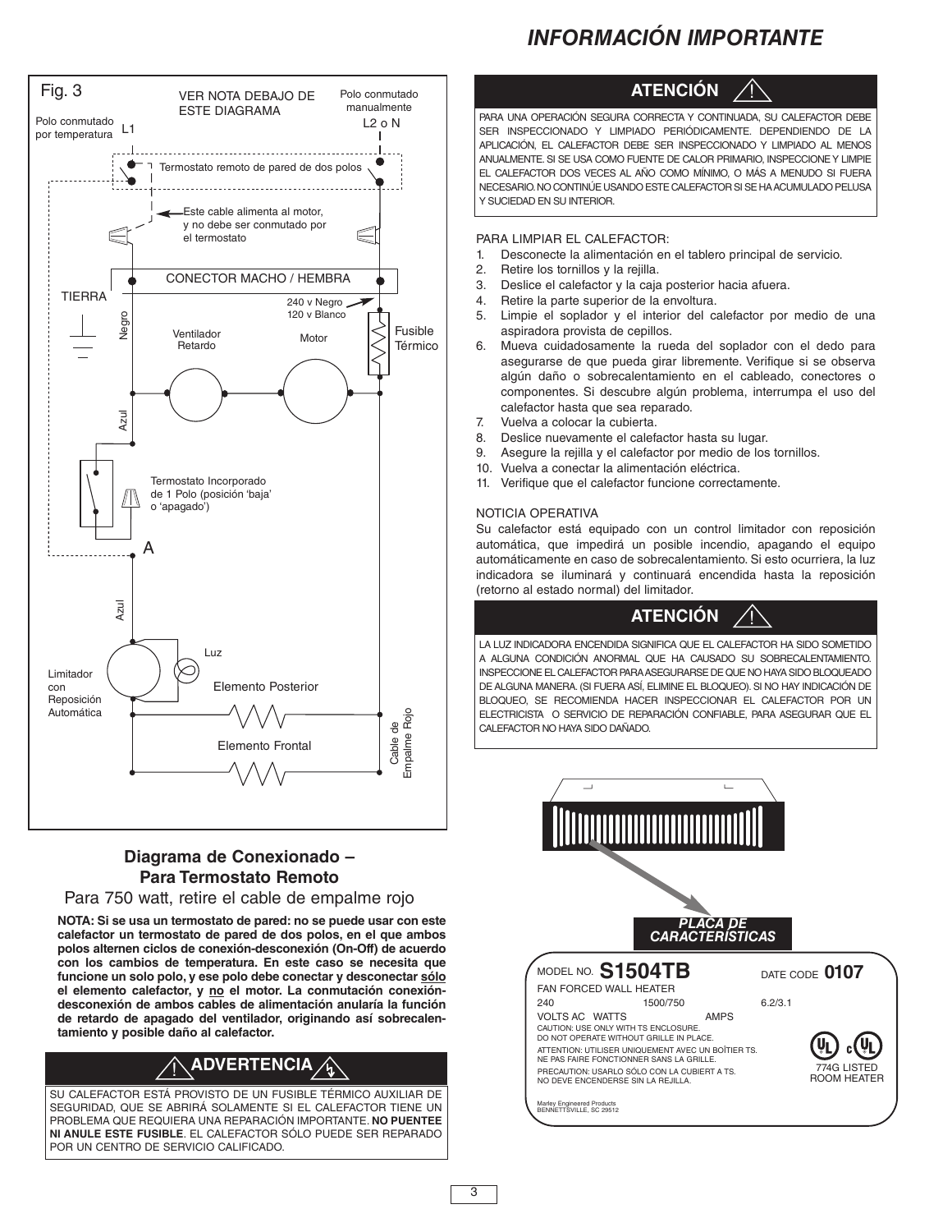# INFORMACIÓN IMPORTANTE

Fig. 3

VER NOTA DEBAJO DE ESTE DIAGRAMA

Polo conmutado por temperatura L1

Polo conmutado manualmente L2 o N

Termostato remoto de pared de dos polos

Este cable alimenta al motor, y no debe ser conmutado por el termostato

CONECTOR MACHO / HEMBRA

TIERRA

Negro

240 v Negro
120 v Blanco

Ventilador Retardo

Motor

Fusible Térmico

Azul

Termostato Incorporado de 1 Polo (posición 'baja' o 'apagado')

A

Azul

Luz

Limitador con Reposición Automática

Elemento Posterior

Elemento Frontal

Cable de Empalme Rojo

## Diagrama de Conexionado – Para Termostato Remoto

Para 750 watt, retire el cable de empalme rojo

**NOTA: Si se usa un termostato de pared: no se puede usar con este calefactor un termostato de pared de dos polos, en el que ambos polos alternen ciclos de conexión-desconexión (On-Off) de acuerdo con los cambios de temperatura. En este caso se necesita que funcione un solo polo, y ese polo debe conectar y desconectar sólo el elemento calefactor, y no el motor. La conmutación conexión-desconexión de ambos cables de alimentación anularía la función de retardo de apagado del ventilador, originando así sobrecalentamiento y posible daño al calefactor.**

### ⚠ ADVERTENCIA

SU CALEFACTOR ESTÁ PROVISTO DE UN FUSIBLE TÉRMICO AUXILIAR DE SEGURIDAD, QUE SE ABRIRÁ SOLAMENTE SI EL CALEFACTOR TIENE UN PROBLEMA QUE REQUIERA UNA REPARACIÓN IMPORTANTE. **NO PUENTEE NI ANULE ESTE FUSIBLE**. EL CALEFACTOR SÓLO PUEDE SER REPARADO POR UN CENTRO DE SERVICIO CALIFICADO.

### ATENCIÓN ⚠

PARA UNA OPERACIÓN SEGURA CORRECTA Y CONTINUADA, SU CALEFACTOR DEBE SER INSPECCIONADO Y LIMPIADO PERIÓDICAMENTE. DEPENDIENDO DE LA APLICACIÓN, EL CALEFACTOR DEBE SER INSPECCIONADO Y LIMPIADO AL MENOS ANUALMENTE. SI SE USA COMO FUENTE DE CALOR PRIMARIO, INSPECCIONE Y LIMPIE EL CALEFACTOR DOS VECES AL AÑO COMO MÍNIMO, O MÁS A MENUDO SI FUERA NECESARIO. NO CONTINÚE USANDO ESTE CALEFACTOR SI SE HA ACUMULADO PELUSA Y SUCIEDAD EN SU INTERIOR.

PARA LIMPIAR EL CALEFACTOR:

1. Desconecte la alimentación en el tablero principal de servicio.
2. Retire los tornillos y la rejilla.
3. Deslice el calefactor y la caja posterior hacia afuera.
4. Retire la parte superior de la envoltura.
5. Limpie el soplador y el interior del calefactor por medio de una aspiradora provista de cepillos.
6. Mueva cuidadosamente la rueda del soplador con el dedo para asegurarse de que pueda girar libremente. Verifique si se observa algún daño o sobrecalentamiento en el cableado, conectores o componentes. Si descubre algún problema, interrumpa el uso del calefactor hasta que sea reparado.
7. Vuelva a colocar la cubierta.
8. Deslice nuevamente el calefactor hasta su lugar.
9. Asegure la rejilla y el calefactor por medio de los tornillos.
10. Vuelva a conectar la alimentación eléctrica.
11. Verifique que el calefactor funcione correctamente.

NOTICIA OPERATIVA

Su calefactor está equipado con un control limitador con reposición automática, que impedirá un posible incendio, apagando el equipo automáticamente en caso de sobrecalentamiento. Si esto ocurriera, la luz indicadora se iluminará y continuará encendida hasta la reposición (retorno al estado normal) del limitador.

### ATENCIÓN ⚠

LA LUZ INDICADORA ENCENDIDA SIGNIFICA QUE EL CALEFACTOR HA SIDO SOMETIDO A ALGUNA CONDICIÓN ANORMAL QUE HA CAUSADO SU SOBRECALENTAMIENTO. INSPECCIONE EL CALEFACTOR PARA ASEGURARSE DE QUE NO HAYA SIDO BLOQUEADO DE ALGUNA MANERA. (SI FUERA ASÍ, ELIMINE EL BLOQUEO). SI NO HAY INDICACIÓN DE BLOQUEO, SE RECOMIENDA HACER INSPECCIONAR EL CALEFACTOR POR UN ELECTRICISTA O SERVICIO DE REPARACIÓN CONFIABLE, PARA ASEGURAR QUE EL CALEFACTOR NO HAYA SIDO DAÑADO.

***PLACA DE CARACTERÍSTICAS***

MODEL NO. **S1504TB** DATE CODE **0107**

FAN FORCED WALL HEATER

| 240 | 1500/750 | 6.2/3.1 |
|---|---|---|
| VOLTS AC | WATTS | AMPS |

CAUTION: USE ONLY WITH TS ENCLOSURE.
DO NOT OPERATE WITHOUT GRILLE IN PLACE.
ATTENTION: UTILISER UNIQUEMENT AVEC UN BOÎTIER TS.
NE PAS FAIRE FONCTIONNER SANS LA GRILLE.
PRECAUTION: USARLO SÓLO CON LA CUBIERT A TS.
NO DEVE ENCENDERSE SIN LA REJILLA.

774G LISTED ROOM HEATER

Marley Engineered Products
BENNETTSVILLE, SC 29512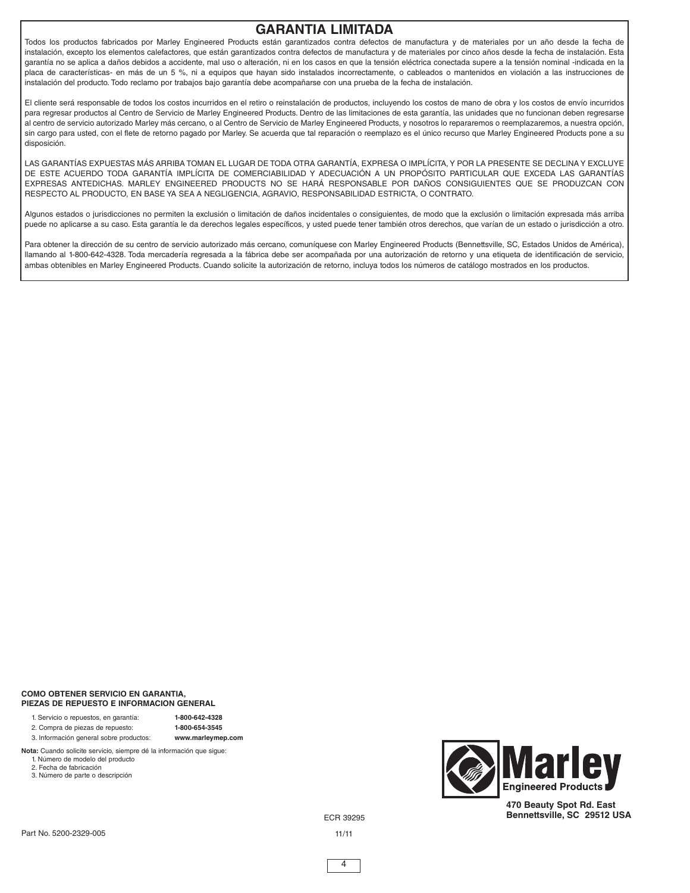# GARANTIA LIMITADA

Todos los productos fabricados por Marley Engineered Products están garantizados contra defectos de manufactura y de materiales por un año desde la fecha de instalación, excepto los elementos calefactores, que están garantizados contra defectos de manufactura y de materiales por cinco años desde la fecha de instalación. Esta garantía no se aplica a daños debidos a accidente, mal uso o alteración, ni en los casos en que la tensión eléctrica conectada supere a la tensión nominal -indicada en la placa de características- en más de un 5 %, ni a equipos que hayan sido instalados incorrectamente, o cableados o mantenidos en violación a las instrucciones de instalación del producto. Todo reclamo por trabajos bajo garantía debe acompañarse con una prueba de la fecha de instalación.

El cliente será responsable de todos los costos incurridos en el retiro o reinstalación de productos, incluyendo los costos de mano de obra y los costos de envío incurridos para regresar productos al Centro de Servicio de Marley Engineered Products. Dentro de las limitaciones de esta garantía, las unidades que no funcionan deben regresarse al centro de servicio autorizado Marley más cercano, o al Centro de Servicio de Marley Engineered Products, y nosotros lo repararemos o reemplazaremos, a nuestra opción, sin cargo para usted, con el flete de retorno pagado por Marley. Se acuerda que tal reparación o reemplazo es el único recurso que Marley Engineered Products pone a su disposición.

LAS GARANTÍAS EXPUESTAS MÁS ARRIBA TOMAN EL LUGAR DE TODA OTRA GARANTÍA, EXPRESA O IMPLÍCITA, Y POR LA PRESENTE SE DECLINA Y EXCLUYE DE ESTE ACUERDO TODA GARANTÍA IMPLÍCITA DE COMERCIABILIDAD Y ADECUACIÓN A UN PROPÓSITO PARTICULAR QUE EXCEDA LAS GARANTÍAS EXPRESAS ANTEDICHAS. MARLEY ENGINEERED PRODUCTS NO SE HARÁ RESPONSABLE POR DAÑOS CONSIGUIENTES QUE SE PRODUZCAN CON RESPECTO AL PRODUCTO, EN BASE YA SEA A NEGLIGENCIA, AGRAVIO, RESPONSABILIDAD ESTRICTA, O CONTRATO.

Algunos estados o jurisdicciones no permiten la exclusión o limitación de daños incidentales o consiguientes, de modo que la exclusión o limitación expresada más arriba puede no aplicarse a su caso. Esta garantía le da derechos legales específicos, y usted puede tener también otros derechos, que varían de un estado o jurisdicción a otro.

Para obtener la dirección de su centro de servicio autorizado más cercano, comuníquese con Marley Engineered Products (Bennettsville, SC, Estados Unidos de América), llamando al 1-800-642-4328. Toda mercadería regresada a la fábrica debe ser acompañada por una autorización de retorno y una etiqueta de identificación de servicio, ambas obtenibles en Marley Engineered Products. Cuando solicite la autorización de retorno, incluya todos los números de catálogo mostrados en los productos.

**COMO OBTENER SERVICIO EN GARANTIA, PIEZAS DE REPUESTO E INFORMACION GENERAL**

1. Servicio o repuestos, en garantía: **1-800-642-4328**
2. Compra de piezas de repuesto: **1-800-654-3545**
3. Información general sobre productos: **www.marleymep.com**

**Nota:** Cuando solicite servicio, siempre dé la información que sigue:
1. Número de modelo del producto
2. Fecha de fabricación
3. Número de parte o descripción

Marley Engineered Products

**470 Beauty Spot Rd. East**
**Bennettsville, SC 29512 USA**

ECR 39295

Part No. 5200-2329-005

11/11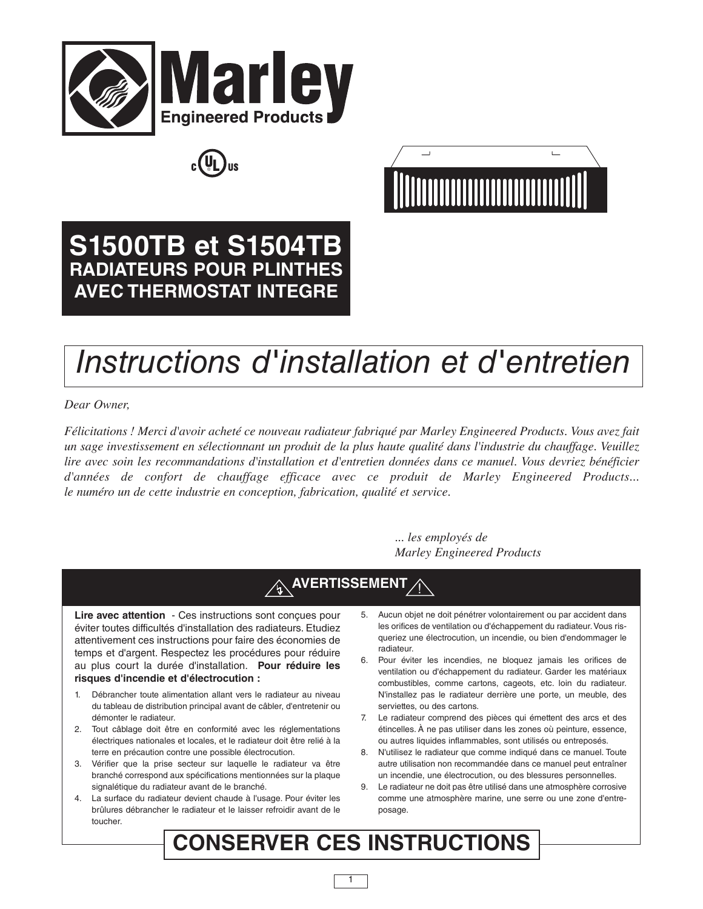# S1500TB et S1504TB

## RADIATEURS POUR PLINTHES AVEC THERMOSTAT INTEGRE

# Instructions d'installation et d'entretien

*Dear Owner,*

*Félicitations ! Merci d'avoir acheté ce nouveau radiateur fabriqué par Marley Engineered Products. Vous avez fait un sage investissement en sélectionnant un produit de la plus haute qualité dans l'industrie du chauffage. Veuillez lire avec soin les recommandations d'installation et d'entretien données dans ce manuel. Vous devriez bénéficier d'années de confort de chauffage efficace avec ce produit de Marley Engineered Products... le numéro un de cette industrie en conception, fabrication, qualité et service.*

*... les employés de Marley Engineered Products*

## AVERTISSEMENT

**Lire avec attention** - Ces instructions sont conçues pour éviter toutes difficultés d'installation des radiateurs. Etudiez attentivement ces instructions pour faire des économies de temps et d'argent. Respectez les procédures pour réduire au plus court la durée d'installation. **Pour réduire les risques d'incendie et d'électrocution :**

1. Débrancher toute alimentation allant vers le radiateur au niveau du tableau de distribution principal avant de câbler, d'entretenir ou démonter le radiateur.
2. Tout câblage doit être en conformité avec les réglementations électriques nationales et locales, et le radiateur doit être relié à la terre en précaution contre une possible électrocution.
3. Vérifier que la prise secteur sur laquelle le radiateur va être branché correspond aux spécifications mentionnées sur la plaque signalétique du radiateur avant de le branché.
4. La surface du radiateur devient chaude à l'usage. Pour éviter les brûlures débrancher le radiateur et le laisser refroidir avant de le toucher.
5. Aucun objet ne doit pénétrer volontairement ou par accident dans les orifices de ventilation ou d'échappement du radiateur. Vous risqueriez une électrocution, un incendie, ou bien d'endommager le radiateur.
6. Pour éviter les incendies, ne bloquez jamais les orifices de ventilation ou d'échappement du radiateur. Garder les matériaux combustibles, comme cartons, cageots, etc. loin du radiateur. N'installez pas le radiateur derrière une porte, un meuble, des serviettes, ou des cartons.
7. Le radiateur comprend des pièces qui émettent des arcs et des étincelles. À ne pas utiliser dans les zones où peinture, essence, ou autres liquides inflammables, sont utilisés ou entreposés.
8. N'utilisez le radiateur que comme indiqué dans ce manuel. Toute autre utilisation non recommandée dans ce manuel peut entraîner un incendie, une électrocution, ou des blessures personnelles.
9. Le radiateur ne doit pas être utilisé dans une atmosphère corrosive comme une atmosphère marine, une serre ou une zone d'entreposage.

## CONSERVER CES INSTRUCTIONS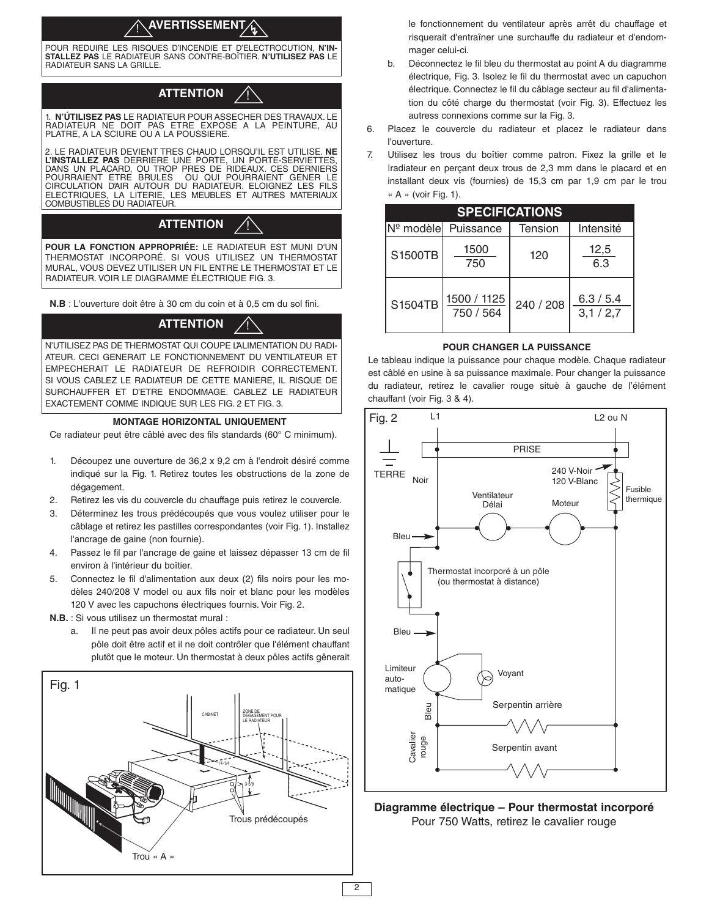## ⚠ AVERTISSEMENT

POUR REDUIRE LES RISQUES D'INCENDIE ET D'ELECTROCUTION, **N'INSTALLEZ PAS** LE RADIATEUR SANS CONTRE-BOÎTIER. **N'UTILISEZ PAS** LE RADIATEUR SANS LA GRILLE.

## ATTENTION ⚠

1. **N'ÚTILISEZ PAS** LE RADIATEUR POUR ASSECHER DES TRAVAUX. LE RADIATEUR NE DOIT PAS ETRE EXPOSE A LA PEINTURE, AU PLATRE, A LA SCIURE OU A LA POUSSIERE.

2. LE RADIATEUR DEVIENT TRES CHAUD LORSQU'IL EST UTILISE. **NE L'INSTALLEZ PAS** DERRIERE UNE PORTE, UN PORTE-SERVIETTES, DANS UN PLACARD, OU TROP PRES DE RIDEAUX. CES DERNIERS POURRAIENT ETRE BRULES OU QUI POURRAIENT GENER LE CIRCULATION D'AIR AUTOUR DU RADIATEUR. ELOIGNEZ LES FILS ELECTRIQUES, LA LITERIE, LES MEUBLES ET AUTRES MATERIAUX COMBUSTIBLES DU RADIATEUR.

## ATTENTION ⚠

**POUR LA FONCTION APPROPRIÉE:** LE RADIATEUR EST MUNI D'UN THERMOSTAT INCORPORÉ. SI VOUS UTILISEZ UN THERMOSTAT MURAL, VOUS DEVEZ UTILISER UN FIL ENTRE LE THERMOSTAT ET LE RADIATEUR. VOIR LE DIAGRAMME ÉLECTRIQUE FIG. 3.

**N.B** : L'ouverture doit être à 30 cm du coin et à 0,5 cm du sol fini.

## ATTENTION ⚠

N'UTILISEZ PAS DE THERMOSTAT QUI COUPE L'ALIMENTATION DU RADIATEUR. CECI GENERAIT LE FONCTIONNEMENT DU VENTILATEUR ET EMPECHERAIT LE RADIATEUR DE REFROIDIR CORRECTEMENT. SI VOUS CABLEZ LE RADIATEUR DE CETTE MANIERE, IL RISQUE DE SURCHAUFFER ET D'ETRE ENDOMMAGE. CABLEZ LE RADIATEUR EXACTEMENT COMME INDIQUE SUR LES FIG. 2 ET FIG. 3.

### MONTAGE HORIZONTAL UNIQUEMENT

Ce radiateur peut être câblé avec des fils standards (60° C minimum).

1. Découpez une ouverture de 36,2 x 9,2 cm à l'endroit désiré comme indiqué sur la Fig. 1. Retirez toutes les obstructions de la zone de dégagement.
2. Retirez les vis du couvercle du chauffage puis retirez le couvercle.
3. Déterminez les trous prédécoupés que vous voulez utiliser pour le câblage et retirez les pastilles correspondantes (voir Fig. 1). Installez l'ancrage de gaine (non fournie).
4. Passez le fil par l'ancrage de gaine et laissez dépasser 13 cm de fil environ à l'intérieur du boîtier.
5. Connectez le fil d'alimentation aux deux (2) fils noirs pour les modèles 240/208 V model ou aux fils noir et blanc pour les modèles 120 V avec les capuchons électriques fournis. Voir Fig. 2.

**N.B.** : Si vous utilisez un thermostat mural :

a. Il ne peut pas avoir deux pôles actifs pour ce radiateur. Un seul pôle doit être actif et il ne doit contrôler que l'élément chauffant plutôt que le moteur. Un thermostat à deux pôles actifs gênerait le fonctionnement du ventilateur après arrêt du chauffage et risquerait d'entraîner une surchauffe du radiateur et d'endommager celui-ci.

b. Déconnectez le fil bleu du thermostat au point A du diagramme électrique, Fig. 3. Isolez le fil du thermostat avec un capuchon électrique. Connectez le fil du câblage secteur au fil d'alimentation du côté charge du thermostat (voir Fig. 3). Effectuez les autress connexions comme sur la Fig. 3.

6. Placez le couvercle du radiateur et placez le radiateur dans l'ouverture.
7. Utilisez les trous du boîtier comme patron. Fixez la grille et le Iradiateur en perçant deux trous de 2,3 mm dans le placard et en installant deux vis (fournies) de 15,3 cm par 1,9 cm par le trou « A » (voir Fig. 1).

Fig. 1

CABINET — ZONE DE DÉGAGEMENT POUR LE RADIATEUR — 14-1/4 — 3-5/8 — Trous prédécoupés — Trou « A »

| SPECIFICATIONS | | | |
|---|---|---|---|
| Nº modèle | Puissance | Tension | Intensité |
| S1500TB | 1500 / 750 | 120 | 12,5 / 6.3 |
| S1504TB | 1500 / 1125 / 750 / 564 | 240 / 208 | 6.3 / 5.4 / 3,1 / 2,7 |

### POUR CHANGER LA PUISSANCE

Le tableau indique la puissance pour chaque modèle. Chaque radiateur est câblé en usine à sa puissance maximale. Pour changer la puissance du radiateur, retirez le cavalier rouge situè à gauche de l'élément chauffant (voir Fig. 3 & 4).

Fig. 2

L1 — L2 ou N — PRISE — TERRE — Noir — 240 V-Noir 120 V-Blanc — Fusible thermique — Ventilateur Délai — Moteur — Bleu — Thermostat incorporé à un pôle (ou thermostat à distance) — Bleu — Limiteur automatique — Voyant — Bleu — Serpentin arrière — Cavalier rouge — Serpentin avant

**Diagramme électrique – Pour thermostat incorporé**
Pour 750 Watts, retirez le cavalier rouge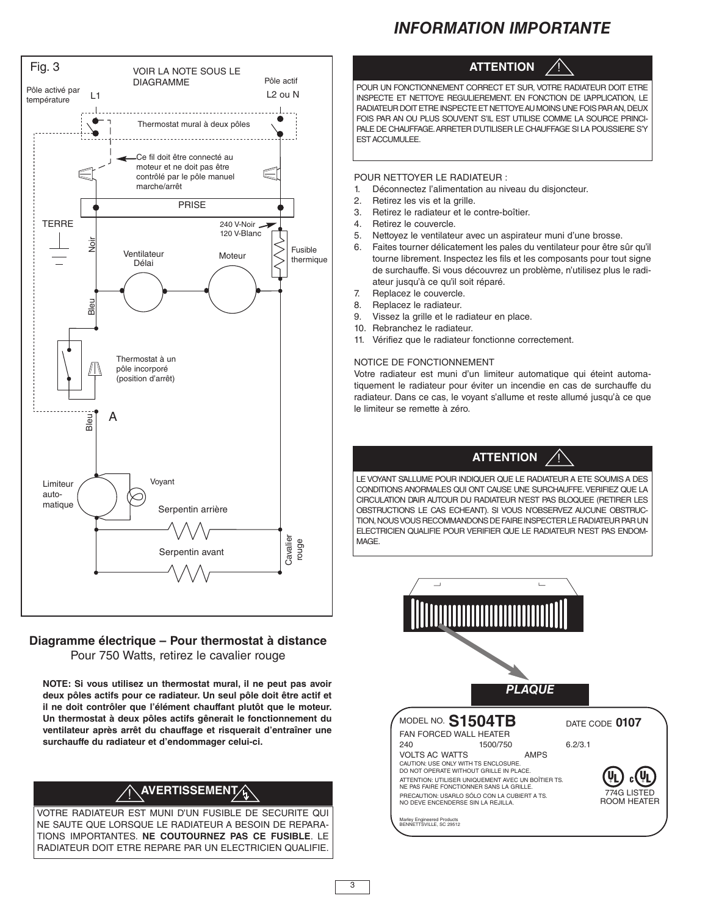# INFORMATION IMPORTANTE

Fig. 3

VOIR LA NOTE SOUS LE DIAGRAMME

Pôle activé par température — L1

Pôle actif — L2 ou N

Thermostat mural à deux pôles

Ce fil doit être connecté au moteur et ne doit pas être contrôlé par le pôle manuel marche/arrêt

PRISE

TERRE

240 V-Noir
120 V-Blanc

Noir

Ventilateur Délai

Moteur

Fusible thermique

Bleu

Thermostat à un pôle incorporé (position d'arrêt)

Bleu

A

Limiteur automatique

Voyant

Serpentin arrière

Serpentin avant

Cavalier rouge

**Diagramme électrique – Pour thermostat à distance**

Pour 750 Watts, retirez le cavalier rouge

**NOTE: Si vous utilisez un thermostat mural, il ne peut pas avoir deux pôles actifs pour ce radiateur. Un seul pôle doit être actif et il ne doit contrôler que l'élément chauffant plutôt que le moteur. Un thermostat à deux pôles actifs gênerait le fonctionnement du ventilateur après arrêt du chauffage et risquerait d'entraîner une surchauffe du radiateur et d'endommager celui-ci.**

## ⚠ AVERTISSEMENT

VOTRE RADIATEUR EST MUNI D'UN FUSIBLE DE SECURITE QUI NE SAUTE QUE LORSQUE LE RADIATEUR A BESOIN DE REPARATIONS IMPORTANTES. **NE COUTOURNEZ PAS CE FUSIBLE**. LE RADIATEUR DOIT ETRE REPARE PAR UN ELECTRICIEN QUALIFIE.

## ATTENTION ⚠

POUR UN FONCTIONNEMENT CORRECT ET SUR, VOTRE RADIATEUR DOIT ETRE INSPECTE ET NETTOYE REGULIEREMENT. EN FONCTION DE L'APPLICATION, LE RADIATEUR DOIT ETRE INSPECTE ET NETTOYE AU MOINS UNE FOIS PAR AN, DEUX FOIS PAR AN OU PLUS SOUVENT S'IL EST UTILISE COMME LA SOURCE PRINCIPALE DE CHAUFFAGE. ARRETER D'UTILISER LE CHAUFFAGE SI LA POUSSIERE S'Y EST ACCUMULEE.

POUR NETTOYER LE RADIATEUR :

1. Déconnectez l'alimentation au niveau du disjoncteur.
2. Retirez les vis et la grille.
3. Retirez le radiateur et le contre-boîtier.
4. Retirez le couvercle.
5. Nettoyez le ventilateur avec un aspirateur muni d'une brosse.
6. Faites tourner délicatement les pales du ventilateur pour être sûr qu'il tourne librement. Inspectez les fils et les composants pour tout signe de surchauffe. Si vous découvrez un problème, n'utilisez plus le radiateur jusqu'à ce qu'il soit réparé.
7. Replacez le couvercle.
8. Replacez le radiateur.
9. Vissez la grille et le radiateur en place.
10. Rebranchez le radiateur.
11. Vérifiez que le radiateur fonctionne correctement.

NOTICE DE FONCTIONNEMENT

Votre radiateur est muni d'un limiteur automatique qui éteint automatiquement le radiateur pour éviter un incendie en cas de surchauffe du radiateur. Dans ce cas, le voyant s'allume et reste allumé jusqu'à ce que le limiteur se remette à zéro.

## ATTENTION ⚠

LE VOYANT S'ALLUME POUR INDIQUER QUE LE RADIATEUR A ETE SOUMIS A DES CONDITIONS ANORMALES QUI ONT CAUSE UNE SURCHAUFFE. VERIFIEZ QUE LA CIRCULATION D'AIR AUTOUR DU RADIATEUR N'EST PAS BLOQUEE (RETIRER LES OBSTRUCTIONS LE CAS ECHEANT). SI VOUS N'OBSERVEZ AUCUNE OBSTRUCTION, NOUS VOUS RECOMMANDONS DE FAIRE INSPECTER LE RADIATEUR PAR UN ELECTRICIEN QUALIFIE POUR VERIFIER QUE LE RADIATEUR N'EST PAS ENDOMMAGE.

***PLAQUE***

MODEL NO. **S1504TB** DATE CODE **0107**

FAN FORCED WALL HEATER

| 240 | 1500/750 | 6.2/3.1 |
|---|---|---|
| VOLTS AC | WATTS | AMPS |

CAUTION: USE ONLY WITH TS ENCLOSURE.
DO NOT OPERATE WITHOUT GRILLE IN PLACE.

ATTENTION: UTILISER UNIQUEMENT AVEC UN BOÎTIER TS.
NE PAS FAIRE FONCTIONNER SANS LA GRILLE.

PRECAUTION: USARLO SÓLO CON LA CUBIERT A TS.
NO DEVE ENCENDERSE SIN LA REJILLA.

774G LISTED ROOM HEATER

Marley Engineered Products
BENNETTSVILLE, SC 29512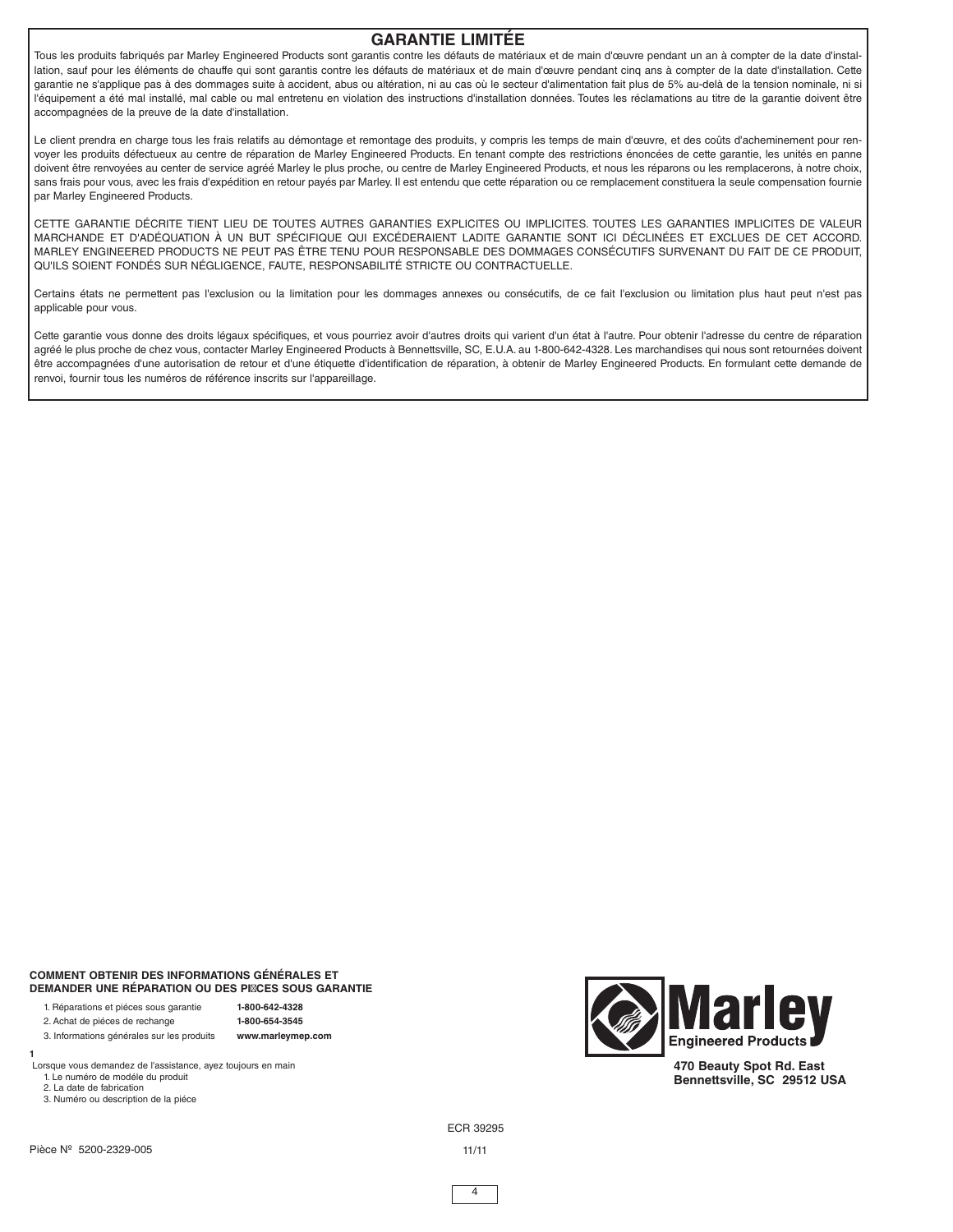# GARANTIE LIMITÉE

Tous les produits fabriqués par Marley Engineered Products sont garantis contre les défauts de matériaux et de main d'œuvre pendant un an à compter de la date d'installation, sauf pour les éléments de chauffe qui sont garantis contre les défauts de matériaux et de main d'œuvre pendant cinq ans à compter de la date d'installation. Cette garantie ne s'applique pas à des dommages suite à accident, abus ou altération, ni au cas où le secteur d'alimentation fait plus de 5% au-delà de la tension nominale, ni si l'équipement a été mal installé, mal cable ou mal entretenu en violation des instructions d'installation données. Toutes les réclamations au titre de la garantie doivent être accompagnées de la preuve de la date d'installation.

Le client prendra en charge tous les frais relatifs au démontage et remontage des produits, y compris les temps de main d'œuvre, et des coûts d'acheminement pour renvoyer les produits défectueux au centre de réparation de Marley Engineered Products. En tenant compte des restrictions énoncées de cette garantie, les unités en panne doivent être renvoyées au center de service agréé Marley le plus proche, ou centre de Marley Engineered Products, et nous les réparons ou les remplacerons, à notre choix, sans frais pour vous, avec les frais d'expédition en retour payés par Marley. Il est entendu que cette réparation ou ce remplacement constituera la seule compensation fournie par Marley Engineered Products.

CETTE GARANTIE DÉCRITE TIENT LIEU DE TOUTES AUTRES GARANTIES EXPLICITES OU IMPLICITES. TOUTES LES GARANTIES IMPLICITES DE VALEUR MARCHANDE ET D'ADÉQUATION À UN BUT SPÉCIFIQUE QUI EXCÉDERAIENT LADITE GARANTIE SONT ICI DÉCLINÉES ET EXCLUES DE CET ACCORD. MARLEY ENGINEERED PRODUCTS NE PEUT PAS ÊTRE TENU POUR RESPONSABLE DES DOMMAGES CONSÉCUTIFS SURVENANT DU FAIT DE CE PRODUIT, QU'ILS SOIENT FONDÉS SUR NÉGLIGENCE, FAUTE, RESPONSABILITÉ STRICTE OU CONTRACTUELLE.

Certains états ne permettent pas l'exclusion ou la limitation pour les dommages annexes ou consécutifs, de ce fait l'exclusion ou limitation plus haut peut n'est pas applicable pour vous.

Cette garantie vous donne des droits légaux spécifiques, et vous pourriez avoir d'autres droits qui varient d'un état à l'autre. Pour obtenir l'adresse du centre de réparation agréé le plus proche de chez vous, contacter Marley Engineered Products à Bennettsville, SC, E.U.A. au 1-800-642-4328. Les marchandises qui nous sont retournées doivent être accompagnées d'une autorisation de retour et d'une étiquette d'identification de réparation, à obtenir de Marley Engineered Products. En formulant cette demande de renvoi, fournir tous les numéros de référence inscrits sur l'appareillage.

**COMMENT OBTENIR DES INFORMATIONS GÉNÉRALES ET DEMANDER UNE RÉPARATION OU DES PIÈCES SOUS GARANTIE**

1. Réparations et piéces sous garantie **1-800-642-4328**
2. Achat de piéces de rechange **1-800-654-3545**
3. Informations générales sur les produits **www.marleymep.com**

Lorsque vous demandez de l'assistance, ayez toujours en main
1. Le numéro de modéle du produit
2. La date de fabrication
3. Numéro ou description de la piéce

Marley Engineered Products

**470 Beauty Spot Rd. East**
**Bennettsville, SC 29512 USA**

ECR 39295

Pièce Nº 5200-2329-005

11/11